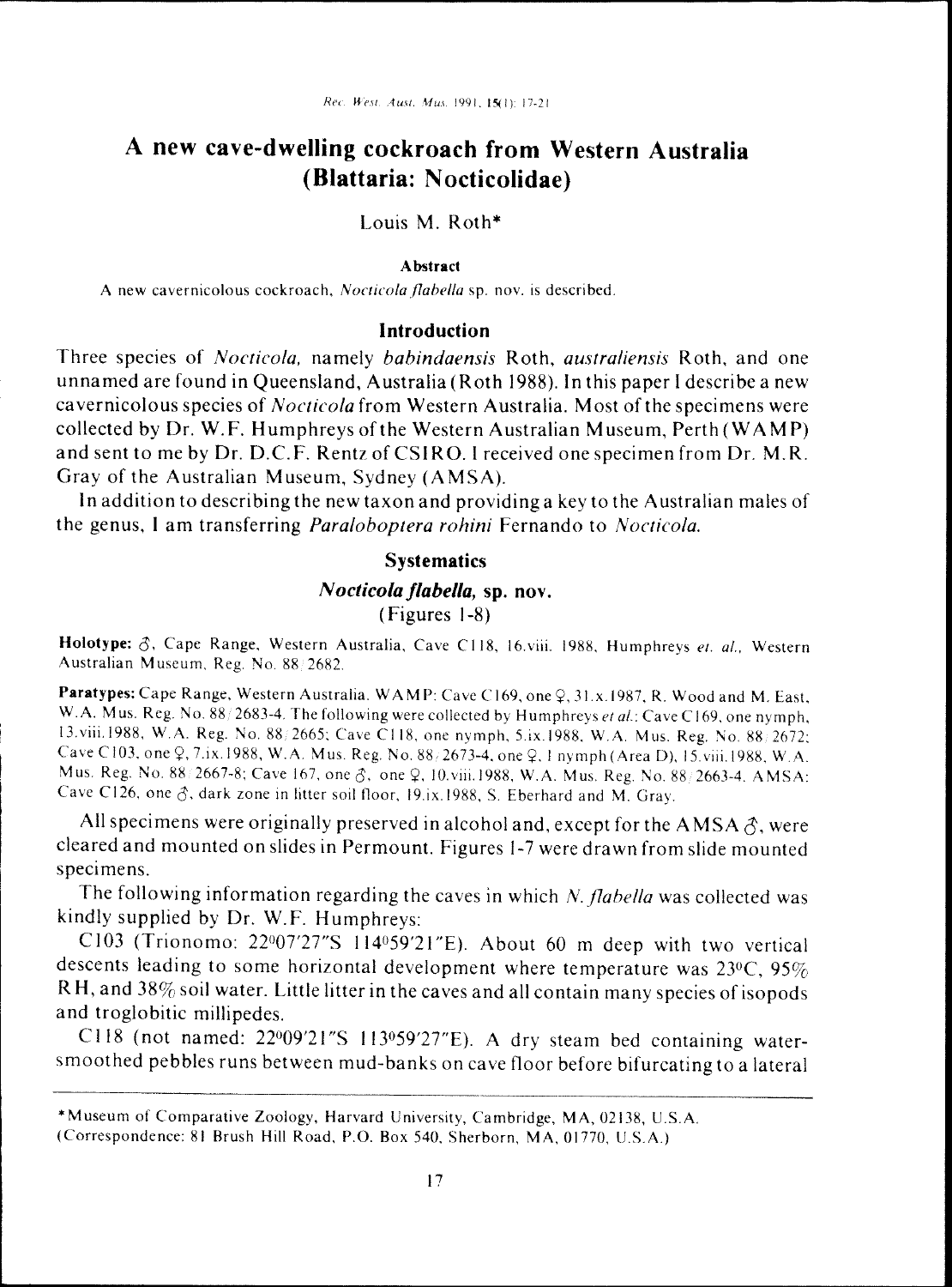# A new cave-dwelling cockroach from Western Australia (Blattaria: Nocticolidae)

Louis M. Roth*

**Abstract**

A new cavernicolous cockroach, *Nocticola flabella* sp. nov. is described.

## Introduction

Three species of *Nocticola,* namely *babindaensis* Roth, *australiensis* Roth, and one unnamed are found in Queensland, Australia (Roth 1988). In this paper I describe a new cavernicolous species of *Nocticola* from Western Australia. Most of the specimens were collected by Dr. W.F. Humphreys of the Western Australian Museum, Perth (WAMP) and sent to me by Dr. D.C.F. Rentz of CSIRO. I received one specimen from Dr. M.R. Gray of the Australian Museum, Sydney (AMSA).

In addition to describing the new taxon and providing a key to the Australian males of the genus, I am transferring *Paraloboptera rohini* Fernando to *Nocticola.*

## Systematics

### *Nocticola flabella,* sp. nov.

(Figures 1-8)

**Holotype:** ♂, Cape Range, Western Australia, Cave C118, 16.viii. 1988, Humphreys *et. al.,* Western Australian Museum, Reg. No. 88/2682.

**Paratypes:** Cape Range, Western Australia. WAMP: Cave C169, one ♀, 31.x.1987, R. Wood and M. East, W.A. Mus. Reg. No. 88/2683-4. The following were collected by Humphreys *et al.*: Cave C169, one nymph, 13.viii.1988, W.A. Reg. No. 88/2665; Cave C118, one nymph, 5.ix.1988, W.A. Mus. Reg. No. 88/2672; Cave C103, one ♀, 7.ix.1988, W.A. Mus. Reg. No. 88/2673-4, one ♀, 1 nymph (Area D), 15.viii.1988, W.A. Mus. Reg. No. 88/2667-8; Cave 167, one ♂, one ♀, 10.viii.1988, W.A. Mus. Reg. No. 88/2663-4. AMSA: Cave C126, one ♂, dark zone in litter soil floor, 19.ix.1988, S. Eberhard and M. Gray.

All specimens were originally preserved in alcohol and, except for the AMSA ♂, were cleared and mounted on slides in Permount. Figures 1-7 were drawn from slide mounted specimens.

The following information regarding the caves in which *N. flabella* was collected was kindly supplied by Dr. W.F. Humphreys:

C103 (Trionomo: 22°07′27″S 114°59′21″E). About 60 m deep with two vertical descents leading to some horizontal development where temperature was 23°C, 95% RH, and 38% soil water. Little litter in the caves and all contain many species of isopods and troglobitic millipedes.

C118 (not named: 22°09′21″S 113°59′27″E). A dry steam bed containing water-smoothed pebbles runs between mud-banks on cave floor before bifurcating to a lateral

---

*Museum of Comparative Zoology, Harvard University, Cambridge, MA, 02138, U.S.A. (Correspondence: 81 Brush Hill Road, P.O. Box 540, Sherborn, MA, 01770, U.S.A.)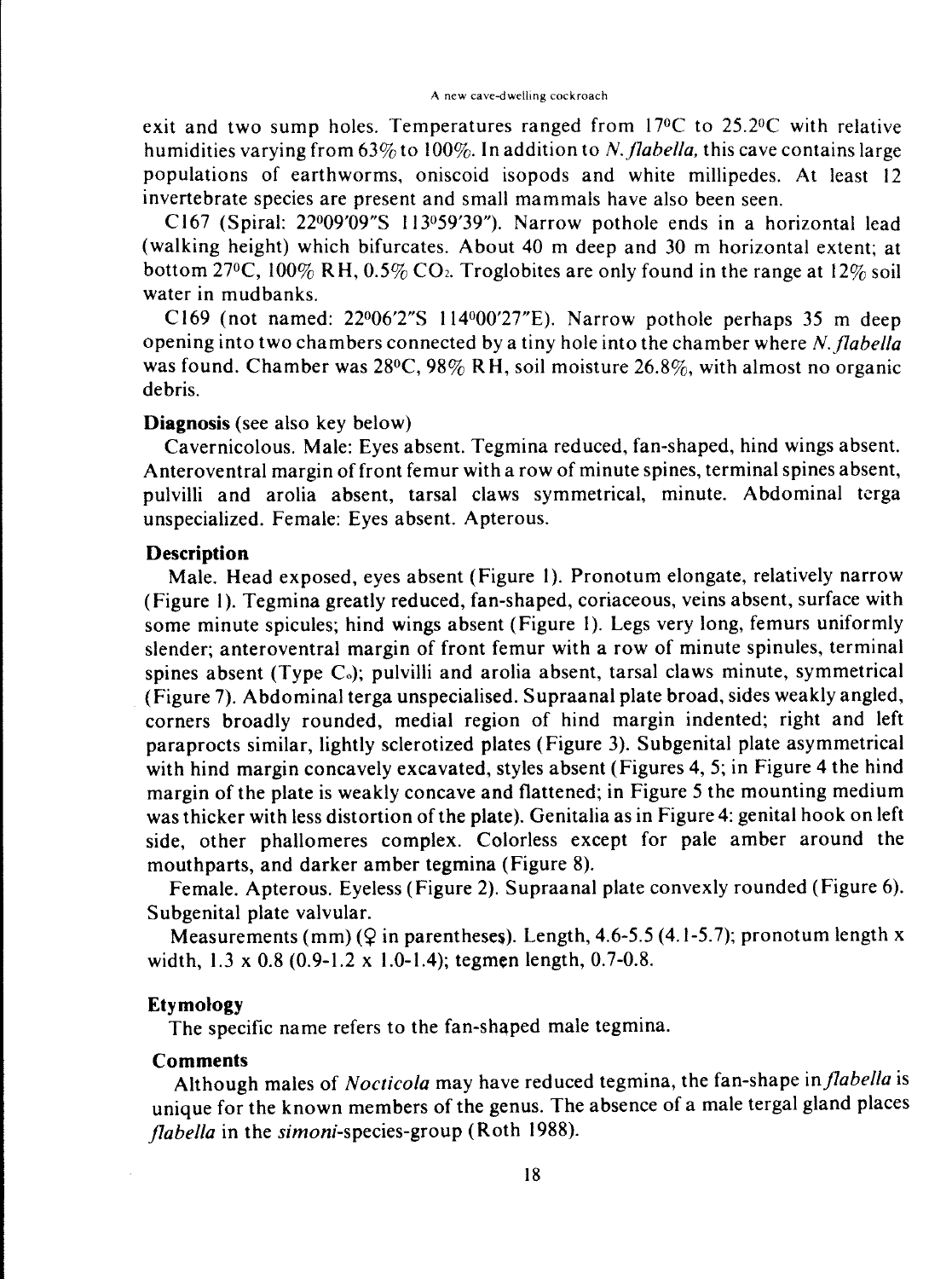exit and two sump holes. Temperatures ranged from 17°C to 25.2°C with relative humidities varying from 63% to 100%. In addition to *N. flabella*, this cave contains large populations of earthworms, oniscoid isopods and white millipedes. At least 12 invertebrate species are present and small mammals have also been seen.

C167 (Spiral: 22°09'09"S 113°59'39"). Narrow pothole ends in a horizontal lead (walking height) which bifurcates. About 40 m deep and 30 m horizontal extent; at bottom 27°C, 100% RH, 0.5% $CO_2$. Troglobites are only found in the range at 12% soil water in mudbanks.

C169 (not named: 22°06'2"S 114°00'27"E). Narrow pothole perhaps 35 m deep opening into two chambers connected by a tiny hole into the chamber where *N. flabella* was found. Chamber was 28°C, 98% RH, soil moisture 26.8%, with almost no organic debris.

**Diagnosis** (see also key below)

Cavernicolous. Male: Eyes absent. Tegmina reduced, fan-shaped, hind wings absent. Anteroventral margin of front femur with a row of minute spines, terminal spines absent, pulvilli and arolia absent, tarsal claws symmetrical, minute. Abdominal terga unspecialized. Female: Eyes absent. Apterous.

**Description**

Male. Head exposed, eyes absent (Figure 1). Pronotum elongate, relatively narrow (Figure 1). Tegmina greatly reduced, fan-shaped, coriaceous, veins absent, surface with some minute spicules; hind wings absent (Figure 1). Legs very long, femurs uniformly slender; anteroventral margin of front femur with a row of minute spinules, terminal spines absent (Type $C_0$); pulvilli and arolia absent, tarsal claws minute, symmetrical (Figure 7). Abdominal terga unspecialised. Supraanal plate broad, sides weakly angled, corners broadly rounded, medial region of hind margin indented; right and left paraprocts similar, lightly sclerotized plates (Figure 3). Subgenital plate asymmetrical with hind margin concavely excavated, styles absent (Figures 4, 5; in Figure 4 the hind margin of the plate is weakly concave and flattened; in Figure 5 the mounting medium was thicker with less distortion of the plate). Genitalia as in Figure 4: genital hook on left side, other phallomeres complex. Colorless except for pale amber around the mouthparts, and darker amber tegmina (Figure 8).

Female. Apterous. Eyeless (Figure 2). Supraanal plate convexly rounded (Figure 6). Subgenital plate valvular.

Measurements (mm) (♀ in parentheses). Length, 4.6-5.5 (4.1-5.7); pronotum length x width, 1.3 x 0.8 (0.9-1.2 x 1.0-1.4); tegmen length, 0.7-0.8.

**Etymology**

The specific name refers to the fan-shaped male tegmina.

**Comments**

Although males of *Nocticola* may have reduced tegmina, the fan-shape in *flabella* is unique for the known members of the genus. The absence of a male tergal gland places *flabella* in the *simoni*-species-group (Roth 1988).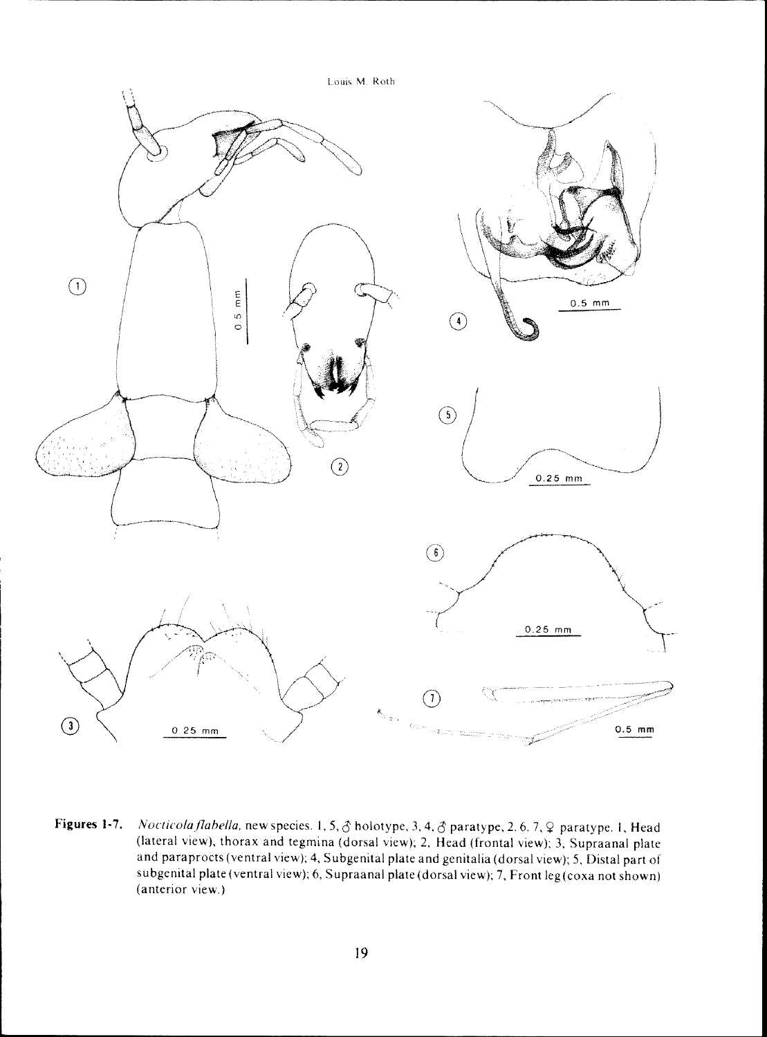**Figures 1-7.** *Nocticola flabella*, new species. 1, 5, ♂ holotype, 3, 4, ♂ paratype, 2, 6, 7, ♀ paratype. 1, Head (lateral view), thorax and tegmina (dorsal view); 2, Head (frontal view); 3, Supraanal plate and paraprocts (ventral view); 4, Subgenital plate and genitalia (dorsal view); 5, Distal part of subgenital plate (ventral view); 6, Supraanal plate (dorsal view); 7, Front leg (coxa not shown) (anterior view.)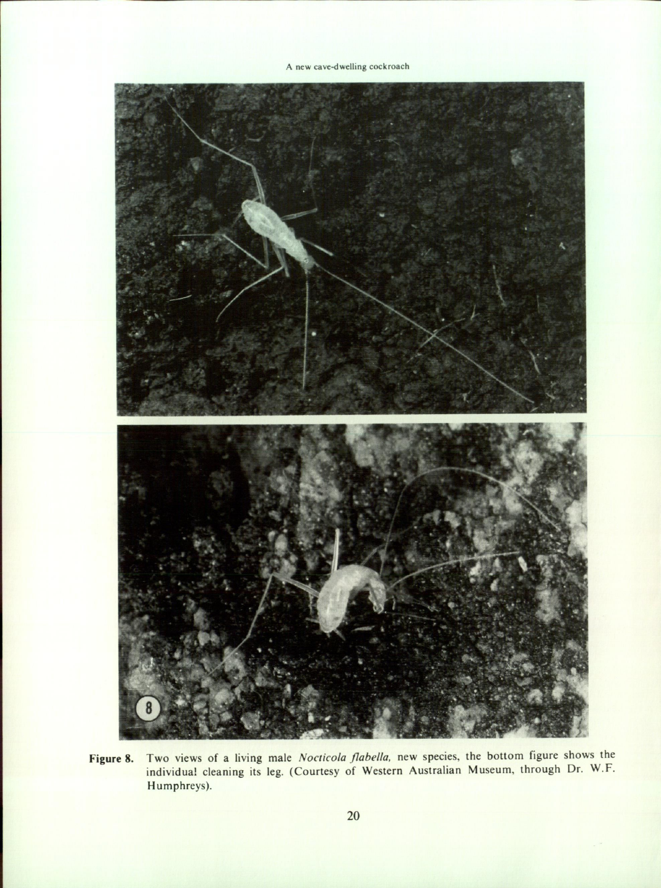**Figure 8.** Two views of a living male *Nocticola flabella,* new species, the bottom figure shows the individual cleaning its leg. (Courtesy of Western Australian Museum, through Dr. W.F. Humphreys).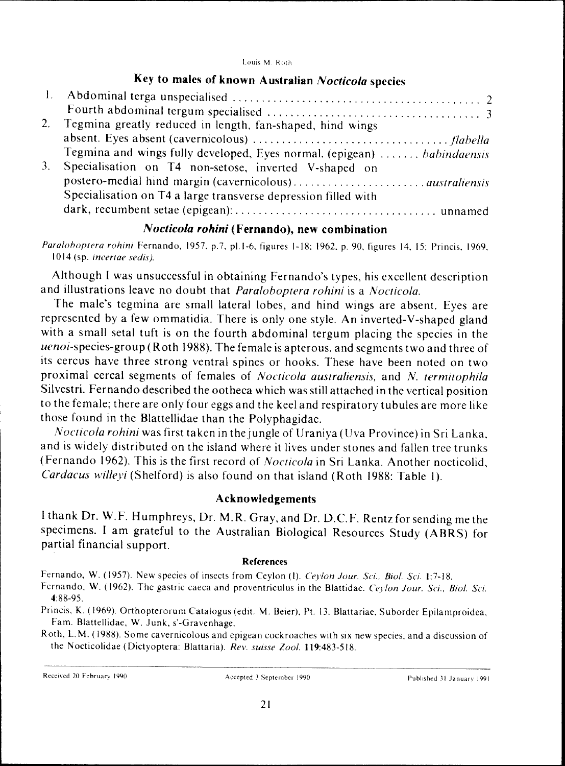## Key to males of known Australian *Nocticola* species

1. Abdominal terga unspecialised .......................................... 2
   Fourth abdominal tergum specialised .................................. 3
2. Tegmina greatly reduced in length, fan-shaped, hind wings absent. Eyes absent (cavernicolous) .................................. *flabella*
   Tegmina and wings fully developed, Eyes normal. (epigean) ....... *babindaensis*
3. Specialisation on T4 non-setose, inverted V-shaped on postero-medial hind margin (cavernicolous)...................... *australiensis*
   Specialisation on T4 a large transverse depression filled with dark, recumbent setae (epigean):................................... unnamed

### *Nocticola rohini* (Fernando), new combination

*Paraloboptera rohini* Fernando, 1957, p.7, pl.1-6, figures 1-18; 1962, p. 90, figures 14, 15; Princis, 1969, 1014 (sp. *incertae sedis*).

Although I was unsuccessful in obtaining Fernando's types, his excellent description and illustrations leave no doubt that *Paraloboptera rohini* is a *Nocticola*.

The male's tegmina are small lateral lobes, and hind wings are absent. Eyes are represented by a few ommatidia. There is only one style. An inverted-V-shaped gland with a small setal tuft is on the fourth abdominal tergum placing the species in the *uenoi*-species-group (Roth 1988). The female is apterous, and segments two and three of its cercus have three strong ventral spines or hooks. These have been noted on two proximal cercal segments of females of *Nocticola australiensis*, and *N. termitophila* Silvestri. Fernando described the ootheca which was still attached in the vertical position to the female; there are only four eggs and the keel and respiratory tubules are more like those found in the Blattellidae than the Polyphagidae.

*Nocticola rohini* was first taken in the jungle of Uraniya (Uva Province) in Sri Lanka, and is widely distributed on the island where it lives under stones and fallen tree trunks (Fernando 1962). This is the first record of *Nocticola* in Sri Lanka. Another nocticolid, *Cardacus willeyi* (Shelford) is also found on that island (Roth 1988: Table 1).

### Acknowledgements

I thank Dr. W.F. Humphreys, Dr. M.R. Gray, and Dr. D.C.F. Rentz for sending me the specimens. I am grateful to the Australian Biological Resources Study (ABRS) for partial financial support.

#### References

Fernando, W. (1957). New species of insects from Ceylon (1). *Ceylon Jour. Sci., Biol. Sci.* **1**:7-18.

Fernando, W. (1962). The gastric caeca and proventriculus in the Blattidae. *Ceylon Jour. Sci., Biol. Sci.* **4**:88-95.

Princis, K. (1969). Orthopterorum Catalogus (edit. M. Beier), Pt. 13. Blattariae, Suborder Epilamproidea, Fam. Blattellidae, W. Junk, s'-Gravenhage.

Roth, L.M. (1988). Some cavernicolous and epigean cockroaches with six new species, and a discussion of the Nocticolidae (Dictyoptera: Blattaria). *Rev. suisse Zool.* **119**:483-518.

Received 20 February 1990 Accepted 3 September 1990 Published 31 January 1991